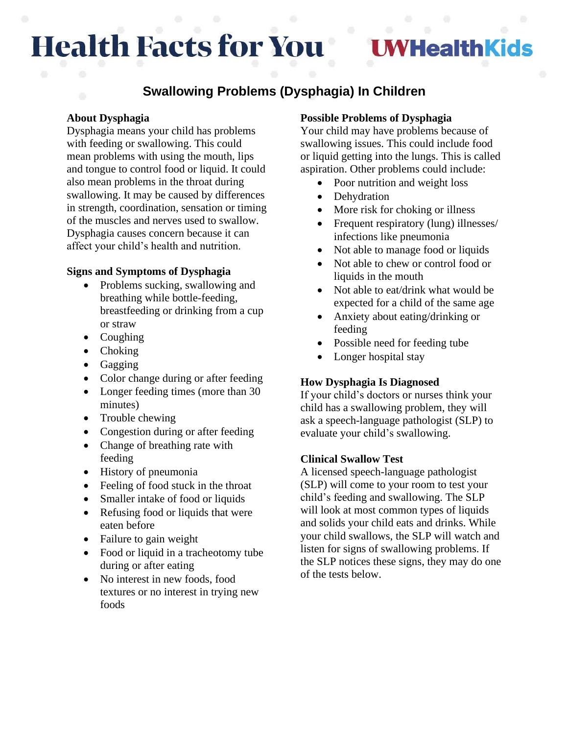# Health Facts for You

UWHealthKids

## Swallowing Problems (Dysphagia) In Children

### About Dysphagia

Dysphagia means your child has problems with feeding or swallowing. This could mean problems with using the mouth, lips and tongue to control food or liquid. It could also mean problems in the throat during swallowing. It may be caused by differences in strength, coordination, sensation or timing of the muscles and nerves used to swallow. Dysphagia causes concern because it can affect your child's health and nutrition.

### Signs and Symptoms of Dysphagia

- Problems sucking, swallowing and breathing while bottle-feeding, breastfeeding or drinking from a cup or straw
- Coughing
- Choking
- Gagging
- Color change during or after feeding
- Longer feeding times (more than 30 minutes)
- Trouble chewing
- Congestion during or after feeding
- Change of breathing rate with feeding
- History of pneumonia
- Feeling of food stuck in the throat
- Smaller intake of food or liquids
- Refusing food or liquids that were eaten before
- Failure to gain weight
- Food or liquid in a tracheotomy tube during or after eating
- No interest in new foods, food textures or no interest in trying new foods

### Possible Problems of Dysphagia

Your child may have problems because of swallowing issues. This could include food or liquid getting into the lungs. This is called aspiration. Other problems could include:

- Poor nutrition and weight loss
- Dehydration
- More risk for choking or illness
- Frequent respiratory (lung) illnesses/ infections like pneumonia
- Not able to manage food or liquids
- Not able to chew or control food or liquids in the mouth
- Not able to eat/drink what would be expected for a child of the same age
- Anxiety about eating/drinking or feeding
- Possible need for feeding tube
- Longer hospital stay

### How Dysphagia Is Diagnosed

If your child's doctors or nurses think your child has a swallowing problem, they will ask a speech-language pathologist (SLP) to evaluate your child's swallowing.

### Clinical Swallow Test

A licensed speech-language pathologist (SLP) will come to your room to test your child's feeding and swallowing. The SLP will look at most common types of liquids and solids your child eats and drinks. While your child swallows, the SLP will watch and listen for signs of swallowing problems. If the SLP notices these signs, they may do one of the tests below.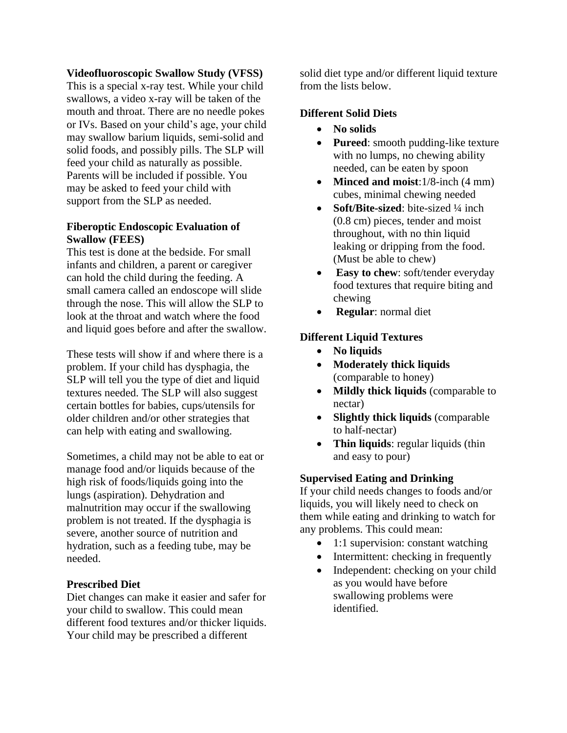### Videofluoroscopic Swallow Study (VFSS)

This is a special x-ray test. While your child swallows, a video x-ray will be taken of the mouth and throat. There are no needle pokes or IVs. Based on your child's age, your child may swallow barium liquids, semi-solid and solid foods, and possibly pills. The SLP will feed your child as naturally as possible. Parents will be included if possible. You may be asked to feed your child with support from the SLP as needed.

### Fiberoptic Endoscopic Evaluation of Swallow (FEES)

This test is done at the bedside. For small infants and children, a parent or caregiver can hold the child during the feeding. A small camera called an endoscope will slide through the nose. This will allow the SLP to look at the throat and watch where the food and liquid goes before and after the swallow.

These tests will show if and where there is a problem. If your child has dysphagia, the SLP will tell you the type of diet and liquid textures needed. The SLP will also suggest certain bottles for babies, cups/utensils for older children and/or other strategies that can help with eating and swallowing.

Sometimes, a child may not be able to eat or manage food and/or liquids because of the high risk of foods/liquids going into the lungs (aspiration). Dehydration and malnutrition may occur if the swallowing problem is not treated. If the dysphagia is severe, another source of nutrition and hydration, such as a feeding tube, may be needed.

### Prescribed Diet

Diet changes can make it easier and safer for your child to swallow. This could mean different food textures and/or thicker liquids. Your child may be prescribed a different solid diet type and/or different liquid texture from the lists below.

### Different Solid Diets

- **No solids**
- **Pureed**: smooth pudding-like texture with no lumps, no chewing ability needed, can be eaten by spoon
- **Minced and moist**:1/8-inch (4 mm) cubes, minimal chewing needed
- **Soft/Bite-sized**: bite-sized ¼ inch (0.8 cm) pieces, tender and moist throughout, with no thin liquid leaking or dripping from the food. (Must be able to chew)
- **Easy to chew**: soft/tender everyday food textures that require biting and chewing
- **Regular**: normal diet

### Different Liquid Textures

- **No liquids**
- **Moderately thick liquids** (comparable to honey)
- **Mildly thick liquids** (comparable to nectar)
- **Slightly thick liquids** (comparable to half-nectar)
- **Thin liquids**: regular liquids (thin and easy to pour)

### Supervised Eating and Drinking

If your child needs changes to foods and/or liquids, you will likely need to check on them while eating and drinking to watch for any problems. This could mean:

- 1:1 supervision: constant watching
- Intermittent: checking in frequently
- Independent: checking on your child as you would have before swallowing problems were identified.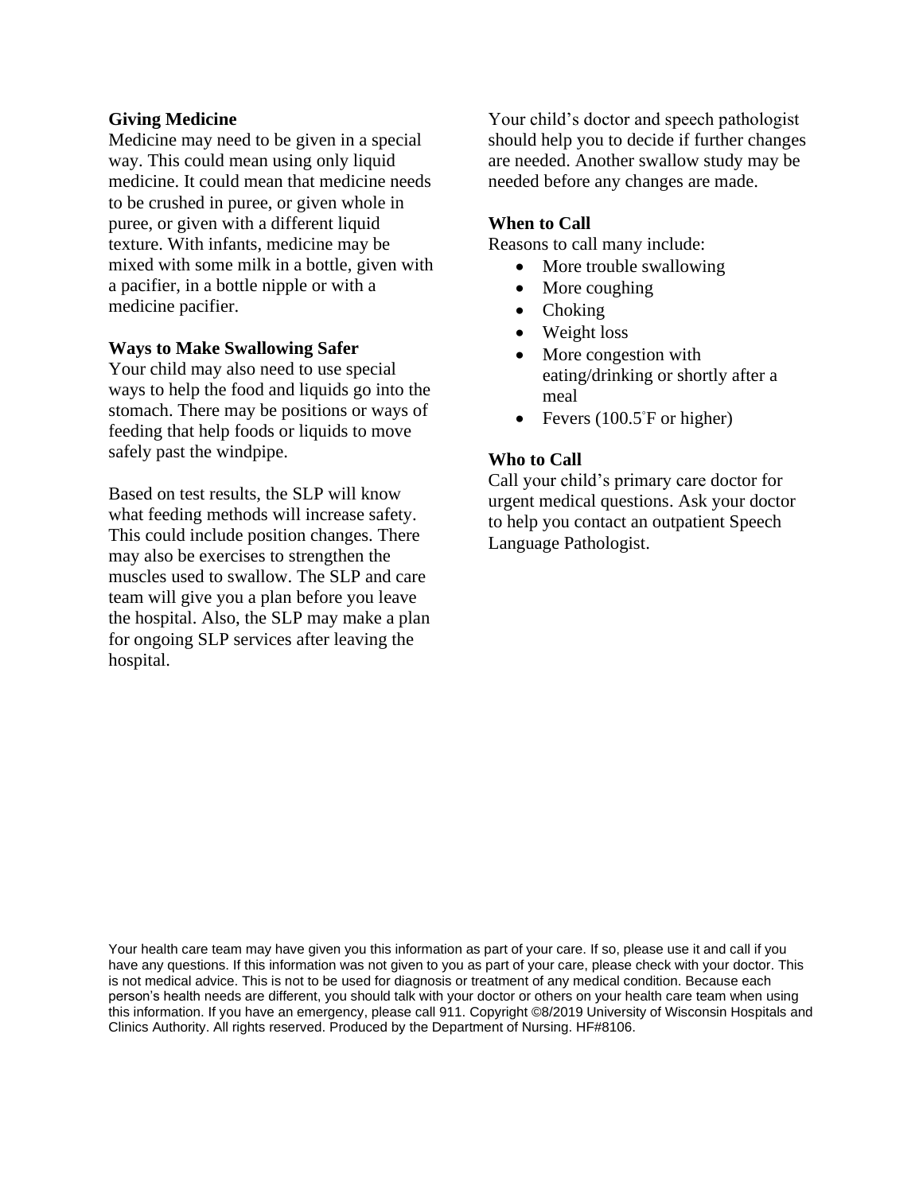## Giving Medicine

Medicine may need to be given in a special way. This could mean using only liquid medicine. It could mean that medicine needs to be crushed in puree, or given whole in puree, or given with a different liquid texture. With infants, medicine may be mixed with some milk in a bottle, given with a pacifier, in a bottle nipple or with a medicine pacifier.

## Ways to Make Swallowing Safer

Your child may also need to use special ways to help the food and liquids go into the stomach. There may be positions or ways of feeding that help foods or liquids to move safely past the windpipe.

Based on test results, the SLP will know what feeding methods will increase safety. This could include position changes. There may also be exercises to strengthen the muscles used to swallow. The SLP and care team will give you a plan before you leave the hospital. Also, the SLP may make a plan for ongoing SLP services after leaving the hospital.

Your child's doctor and speech pathologist should help you to decide if further changes are needed. Another swallow study may be needed before any changes are made.

## When to Call

Reasons to call many include:

- More trouble swallowing
- More coughing
- Choking
- Weight loss
- More congestion with eating/drinking or shortly after a meal
- Fevers (100.5°F or higher)

## Who to Call

Call your child's primary care doctor for urgent medical questions. Ask your doctor to help you contact an outpatient Speech Language Pathologist.

Your health care team may have given you this information as part of your care. If so, please use it and call if you have any questions. If this information was not given to you as part of your care, please check with your doctor. This is not medical advice. This is not to be used for diagnosis or treatment of any medical condition. Because each person's health needs are different, you should talk with your doctor or others on your health care team when using this information. If you have an emergency, please call 911. Copyright ©8/2019 University of Wisconsin Hospitals and Clinics Authority. All rights reserved. Produced by the Department of Nursing. HF#8106.